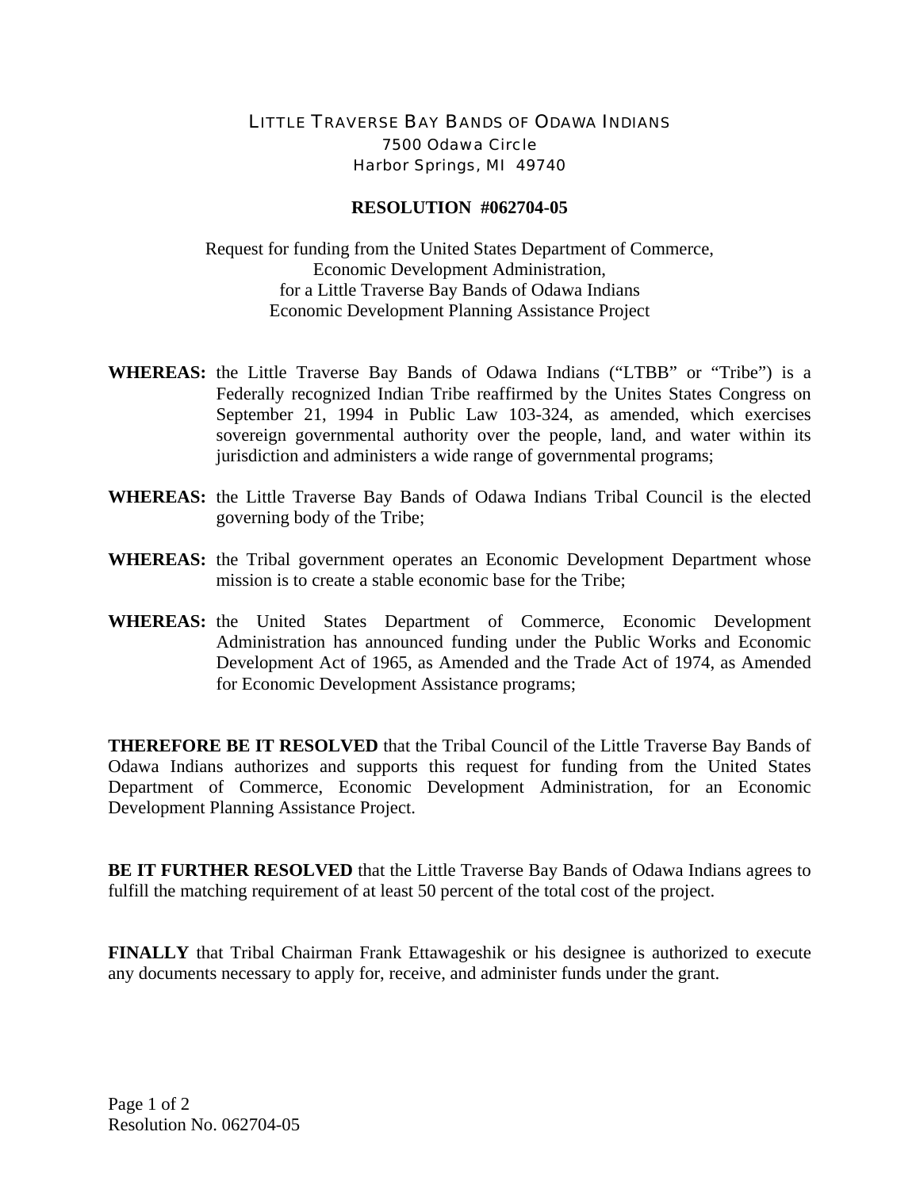LITTLE TRAVERSE BAY BANDS OF ODAWA INDIANS
7500 Odawa Circle
Harbor Springs, MI 49740

**RESOLUTION #062704-05**

Request for funding from the United States Department of Commerce,
Economic Development Administration,
for a Little Traverse Bay Bands of Odawa Indians
Economic Development Planning Assistance Project

**WHEREAS:** the Little Traverse Bay Bands of Odawa Indians ("LTBB" or "Tribe") is a Federally recognized Indian Tribe reaffirmed by the Unites States Congress on September 21, 1994 in Public Law 103-324, as amended, which exercises sovereign governmental authority over the people, land, and water within its jurisdiction and administers a wide range of governmental programs;

**WHEREAS:** the Little Traverse Bay Bands of Odawa Indians Tribal Council is the elected governing body of the Tribe;

**WHEREAS:** the Tribal government operates an Economic Development Department whose mission is to create a stable economic base for the Tribe;

**WHEREAS:** the United States Department of Commerce, Economic Development Administration has announced funding under the Public Works and Economic Development Act of 1965, as Amended and the Trade Act of 1974, as Amended for Economic Development Assistance programs;

**THEREFORE BE IT RESOLVED** that the Tribal Council of the Little Traverse Bay Bands of Odawa Indians authorizes and supports this request for funding from the United States Department of Commerce, Economic Development Administration, for an Economic Development Planning Assistance Project.

**BE IT FURTHER RESOLVED** that the Little Traverse Bay Bands of Odawa Indians agrees to fulfill the matching requirement of at least 50 percent of the total cost of the project.

**FINALLY** that Tribal Chairman Frank Ettawageshik or his designee is authorized to execute any documents necessary to apply for, receive, and administer funds under the grant.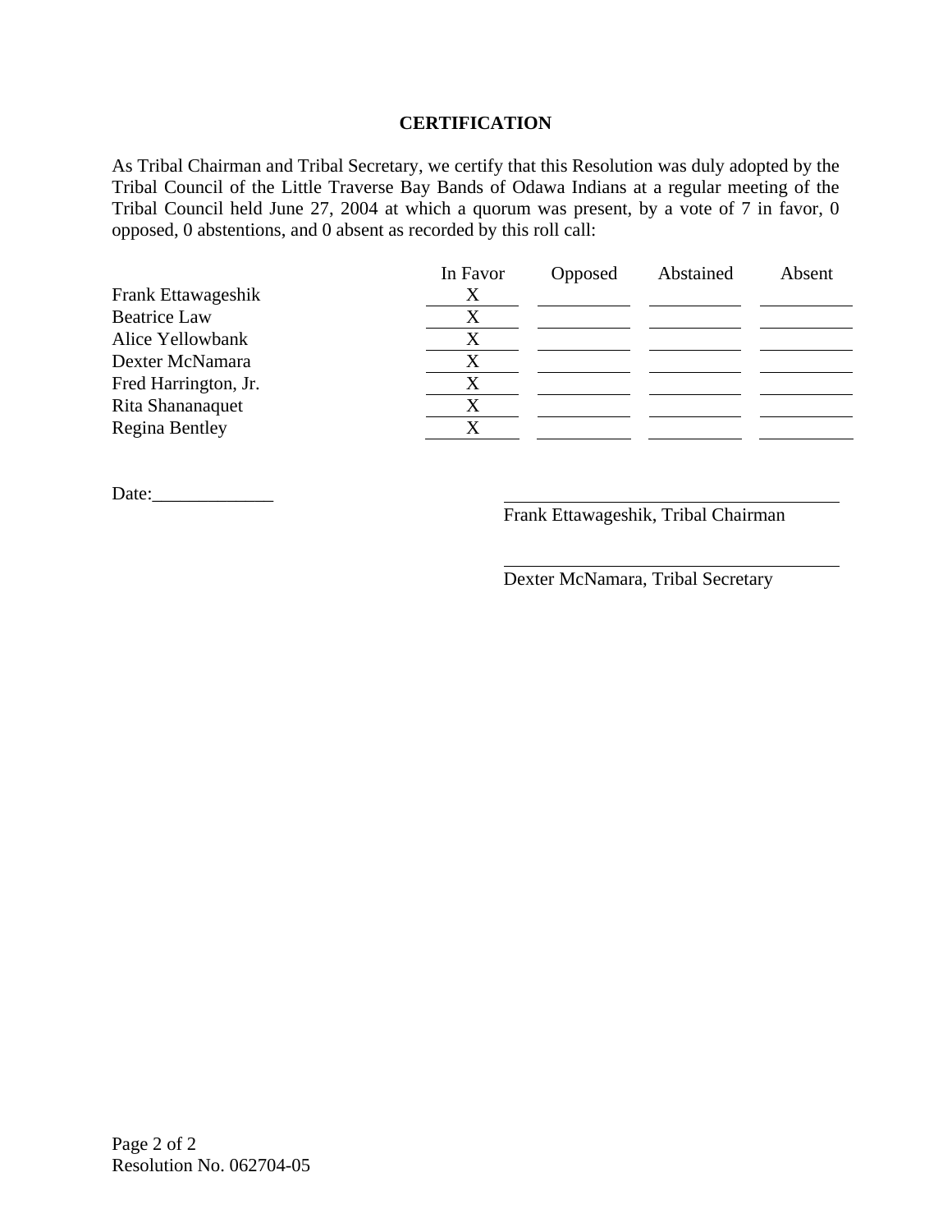## CERTIFICATION

As Tribal Chairman and Tribal Secretary, we certify that this Resolution was duly adopted by the Tribal Council of the Little Traverse Bay Bands of Odawa Indians at a regular meeting of the Tribal Council held June 27, 2004 at which a quorum was present, by a vote of 7 in favor, 0 opposed, 0 abstentions, and 0 absent as recorded by this roll call:

| | In Favor | Opposed | Abstained | Absent |
|---|---|---|---|---|
| Frank Ettawageshik | X | | | |
| Beatrice Law | X | | | |
| Alice Yellowbank | X | | | |
| Dexter McNamara | X | | | |
| Fred Harrington, Jr. | X | | | |
| Rita Shananaquet | X | | | |
| Regina Bentley | X | | | |

Date:_____________

_______________________________
Frank Ettawageshik, Tribal Chairman

_______________________________
Dexter McNamara, Tribal Secretary

Resolution No. 062704-05